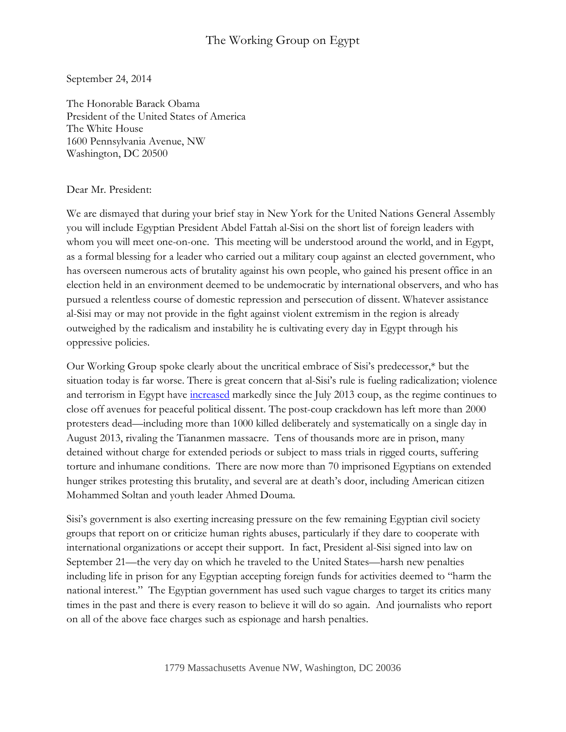# The Working Group on Egypt

September 24, 2014

The Honorable Barack Obama
President of the United States of America
The White House
1600 Pennsylvania Avenue, NW
Washington, DC 20500

Dear Mr. President:

We are dismayed that during your brief stay in New York for the United Nations General Assembly you will include Egyptian President Abdel Fattah al-Sisi on the short list of foreign leaders with whom you will meet one-on-one. This meeting will be understood around the world, and in Egypt, as a formal blessing for a leader who carried out a military coup against an elected government, who has overseen numerous acts of brutality against his own people, who gained his present office in an election held in an environment deemed to be undemocratic by international observers, and who has pursued a relentless course of domestic repression and persecution of dissent. Whatever assistance al-Sisi may or may not provide in the fight against violent extremism in the region is already outweighed by the radicalism and instability he is cultivating every day in Egypt through his oppressive policies.

Our Working Group spoke clearly about the uncritical embrace of Sisi's predecessor,* but the situation today is far worse. There is great concern that al-Sisi's rule is fueling radicalization; violence and terrorism in Egypt have increased markedly since the July 2013 coup, as the regime continues to close off avenues for peaceful political dissent. The post-coup crackdown has left more than 2000 protesters dead—including more than 1000 killed deliberately and systematically on a single day in August 2013, rivaling the Tiananmen massacre. Tens of thousands more are in prison, many detained without charge for extended periods or subject to mass trials in rigged courts, suffering torture and inhumane conditions. There are now more than 70 imprisoned Egyptians on extended hunger strikes protesting this brutality, and several are at death's door, including American citizen Mohammed Soltan and youth leader Ahmed Douma.

Sisi's government is also exerting increasing pressure on the few remaining Egyptian civil society groups that report on or criticize human rights abuses, particularly if they dare to cooperate with international organizations or accept their support. In fact, President al-Sisi signed into law on September 21—the very day on which he traveled to the United States—harsh new penalties including life in prison for any Egyptian accepting foreign funds for activities deemed to "harm the national interest." The Egyptian government has used such vague charges to target its critics many times in the past and there is every reason to believe it will do so again. And journalists who report on all of the above face charges such as espionage and harsh penalties.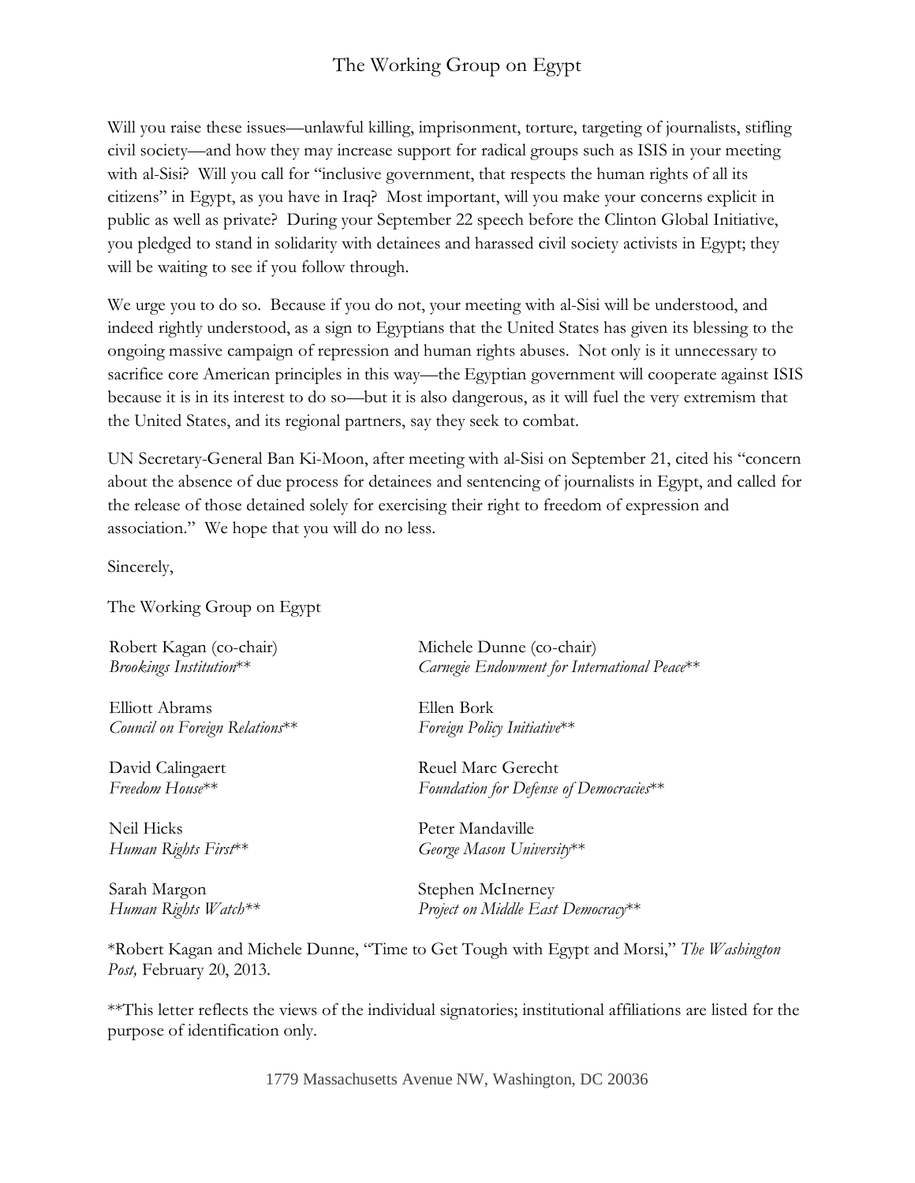Will you raise these issues—unlawful killing, imprisonment, torture, targeting of journalists, stifling civil society—and how they may increase support for radical groups such as ISIS in your meeting with al-Sisi? Will you call for "inclusive government, that respects the human rights of all its citizens" in Egypt, as you have in Iraq? Most important, will you make your concerns explicit in public as well as private? During your September 22 speech before the Clinton Global Initiative, you pledged to stand in solidarity with detainees and harassed civil society activists in Egypt; they will be waiting to see if you follow through.

We urge you to do so. Because if you do not, your meeting with al-Sisi will be understood, and indeed rightly understood, as a sign to Egyptians that the United States has given its blessing to the ongoing massive campaign of repression and human rights abuses. Not only is it unnecessary to sacrifice core American principles in this way—the Egyptian government will cooperate against ISIS because it is in its interest to do so—but it is also dangerous, as it will fuel the very extremism that the United States, and its regional partners, say they seek to combat.

UN Secretary-General Ban Ki-Moon, after meeting with al-Sisi on September 21, cited his "concern about the absence of due process for detainees and sentencing of journalists in Egypt, and called for the release of those detained solely for exercising their right to freedom of expression and association." We hope that you will do no less.

Sincerely,

The Working Group on Egypt

Robert Kagan (co-chair)
*Brookings Institution*\*\*

Michele Dunne (co-chair)
*Carnegie Endowment for International Peace*\*\*

Elliott Abrams
*Council on Foreign Relations*\*\*

Ellen Bork
*Foreign Policy Initiative*\*\*

David Calingaert
*Freedom House*\*\*

Reuel Marc Gerecht
*Foundation for Defense of Democracies*\*\*

Neil Hicks
*Human Rights First*\*\*

Peter Mandaville
*George Mason University*\*\*

Sarah Margon
*Human Rights Watch*\*\*

Stephen McInerney
*Project on Middle East Democracy*\*\*

*Robert Kagan and Michele Dunne, "Time to Get Tough with Egypt and Morsi," *The Washington Post,* February 20, 2013.

**This letter reflects the views of the individual signatories; institutional affiliations are listed for the purpose of identification only.